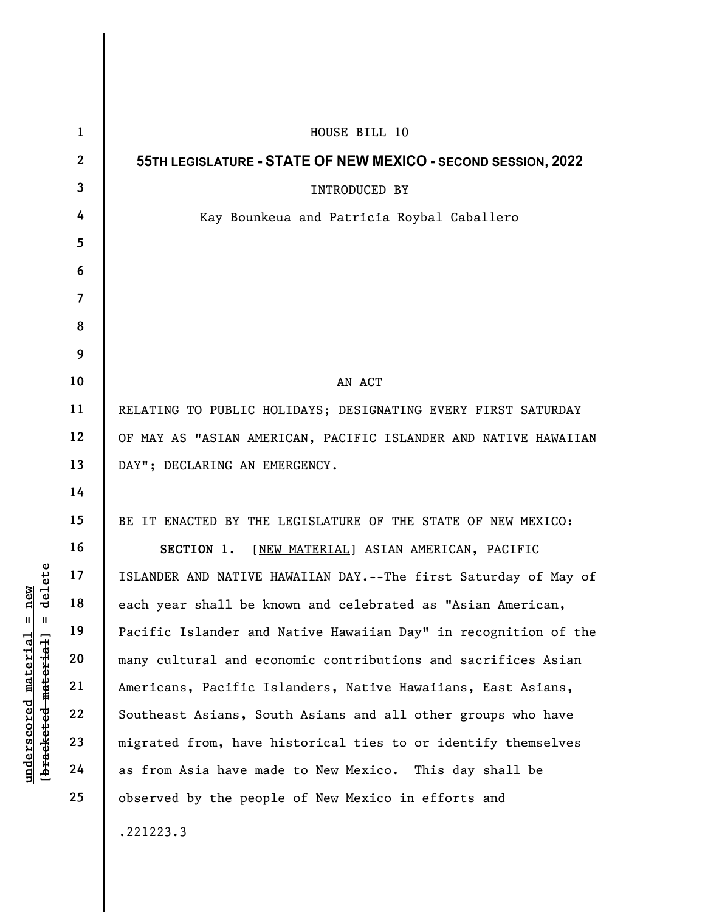HOUSE BILL 10

**55TH LEGISLATURE - STATE OF NEW MEXICO - SECOND SESSION, 2022**

INTRODUCED BY

Kay Bounkeua and Patricia Roybal Caballero

AN ACT

RELATING TO PUBLIC HOLIDAYS; DESIGNATING EVERY FIRST SATURDAY OF MAY AS "ASIAN AMERICAN, PACIFIC ISLANDER AND NATIVE HAWAIIAN DAY"; DECLARING AN EMERGENCY.

BE IT ENACTED BY THE LEGISLATURE OF THE STATE OF NEW MEXICO:

**SECTION 1.** [NEW MATERIAL] ASIAN AMERICAN, PACIFIC ISLANDER AND NATIVE HAWAIIAN DAY.--The first Saturday of May of each year shall be known and celebrated as "Asian American, Pacific Islander and Native Hawaiian Day" in recognition of the many cultural and economic contributions and sacrifices Asian Americans, Pacific Islanders, Native Hawaiians, East Asians, Southeast Asians, South Asians and all other groups who have migrated from, have historical ties to or identify themselves as from Asia have made to New Mexico. This day shall be observed by the people of New Mexico in efforts and

.221223.3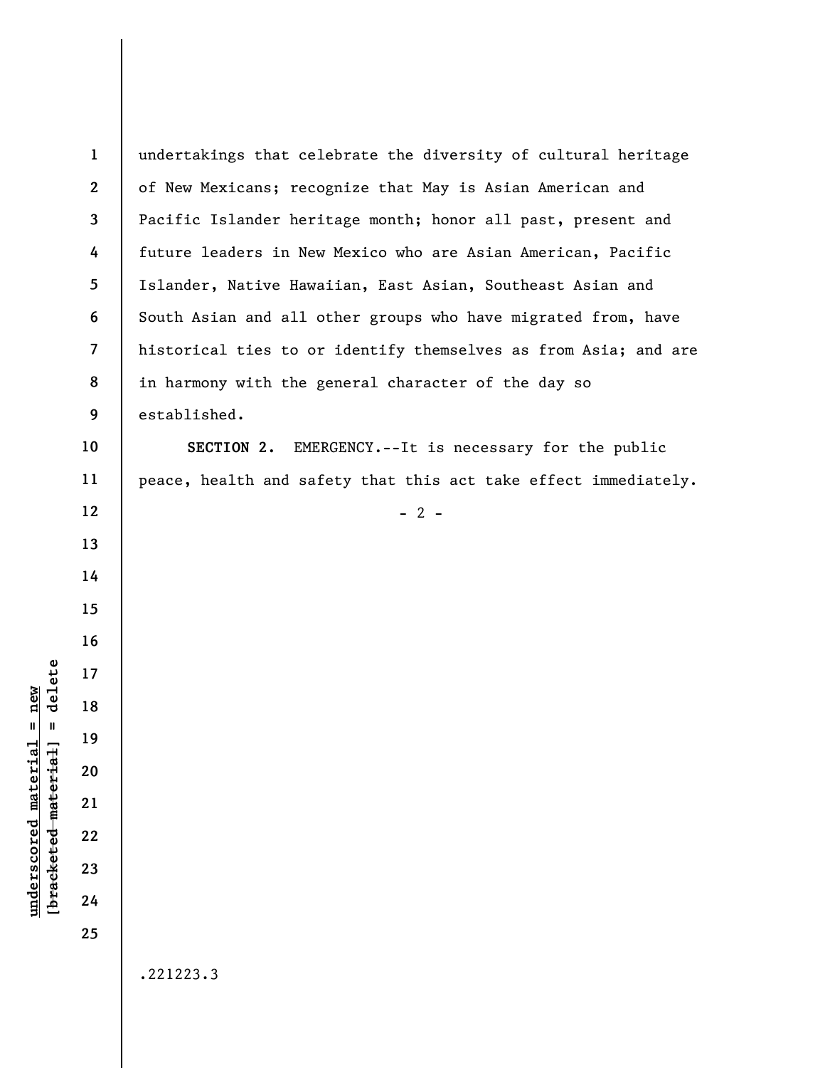undertakings that celebrate the diversity of cultural heritage of New Mexicans; recognize that May is Asian American and Pacific Islander heritage month; honor all past, present and future leaders in New Mexico who are Asian American, Pacific Islander, Native Hawaiian, East Asian, Southeast Asian and South Asian and all other groups who have migrated from, have historical ties to or identify themselves as from Asia; and are in harmony with the general character of the day so established.

**SECTION 2.** EMERGENCY.--It is necessary for the public peace, health and safety that this act take effect immediately.

.221223.3